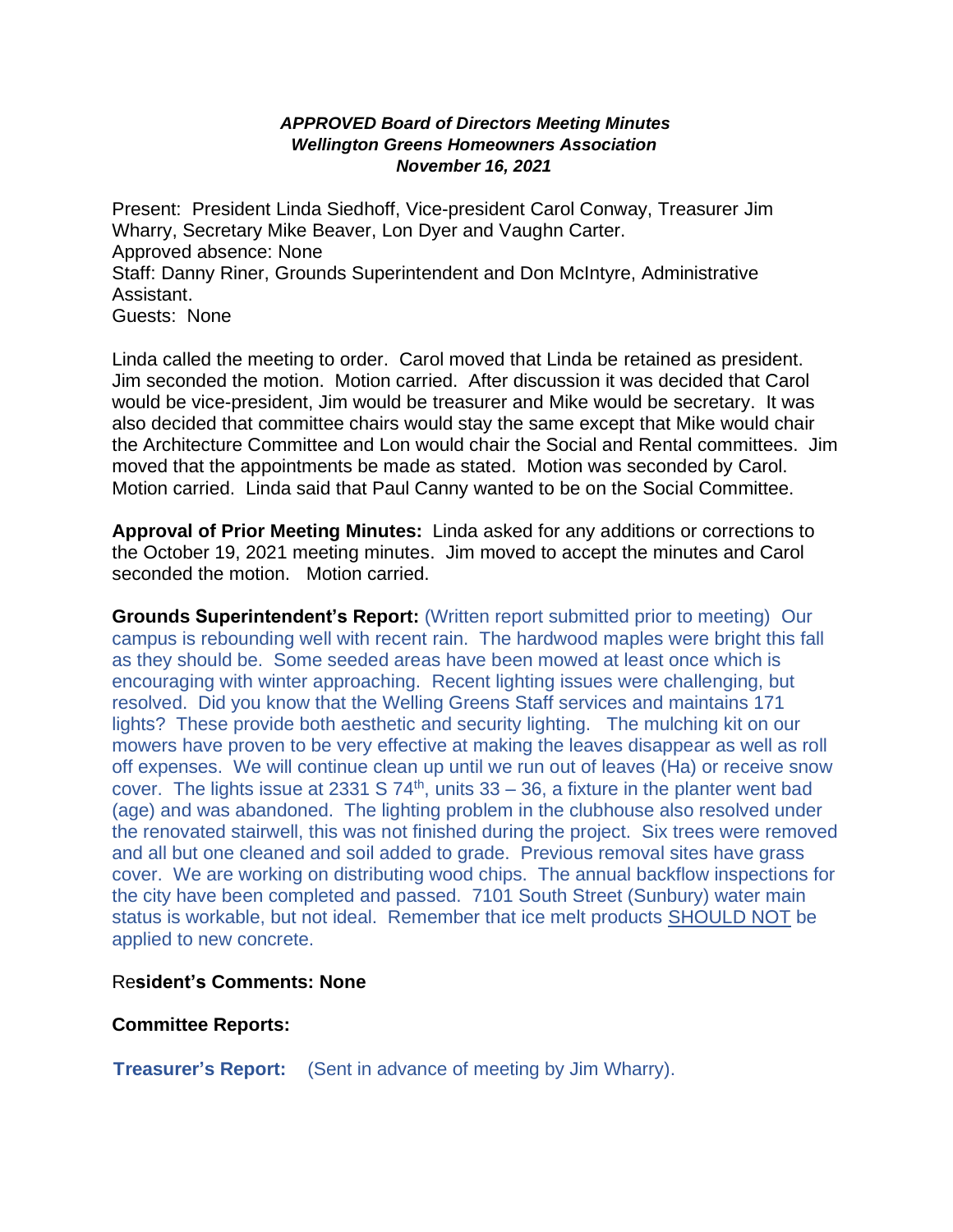***APPROVED Board of Directors Meeting Minutes***
***Wellington Greens Homeowners Association***
***November 16, 2021***

Present: President Linda Siedhoff, Vice-president Carol Conway, Treasurer Jim Wharry, Secretary Mike Beaver, Lon Dyer and Vaughn Carter.
Approved absence: None
Staff: Danny Riner, Grounds Superintendent and Don McIntyre, Administrative Assistant.
Guests: None

Linda called the meeting to order. Carol moved that Linda be retained as president. Jim seconded the motion. Motion carried. After discussion it was decided that Carol would be vice-president, Jim would be treasurer and Mike would be secretary. It was also decided that committee chairs would stay the same except that Mike would chair the Architecture Committee and Lon would chair the Social and Rental committees. Jim moved that the appointments be made as stated. Motion was seconded by Carol. Motion carried. Linda said that Paul Canny wanted to be on the Social Committee.

**Approval of Prior Meeting Minutes:** Linda asked for any additions or corrections to the October 19, 2021 meeting minutes. Jim moved to accept the minutes and Carol seconded the motion. Motion carried.

**Grounds Superintendent's Report:** (Written report submitted prior to meeting) Our campus is rebounding well with recent rain. The hardwood maples were bright this fall as they should be. Some seeded areas have been mowed at least once which is encouraging with winter approaching. Recent lighting issues were challenging, but resolved. Did you know that the Welling Greens Staff services and maintains 171 lights? These provide both aesthetic and security lighting. The mulching kit on our mowers have proven to be very effective at making the leaves disappear as well as roll off expenses. We will continue clean up until we run out of leaves (Ha) or receive snow cover. The lights issue at 2331 S 74th, units 33 – 36, a fixture in the planter went bad (age) and was abandoned. The lighting problem in the clubhouse also resolved under the renovated stairwell, this was not finished during the project. Six trees were removed and all but one cleaned and soil added to grade. Previous removal sites have grass cover. We are working on distributing wood chips. The annual backflow inspections for the city have been completed and passed. 7101 South Street (Sunbury) water main status is workable, but not ideal. Remember that ice melt products <u>SHOULD NOT</u> be applied to new concrete.

Re**sident's Comments: None**

**Committee Reports:**

**Treasurer's Report:** (Sent in advance of meeting by Jim Wharry).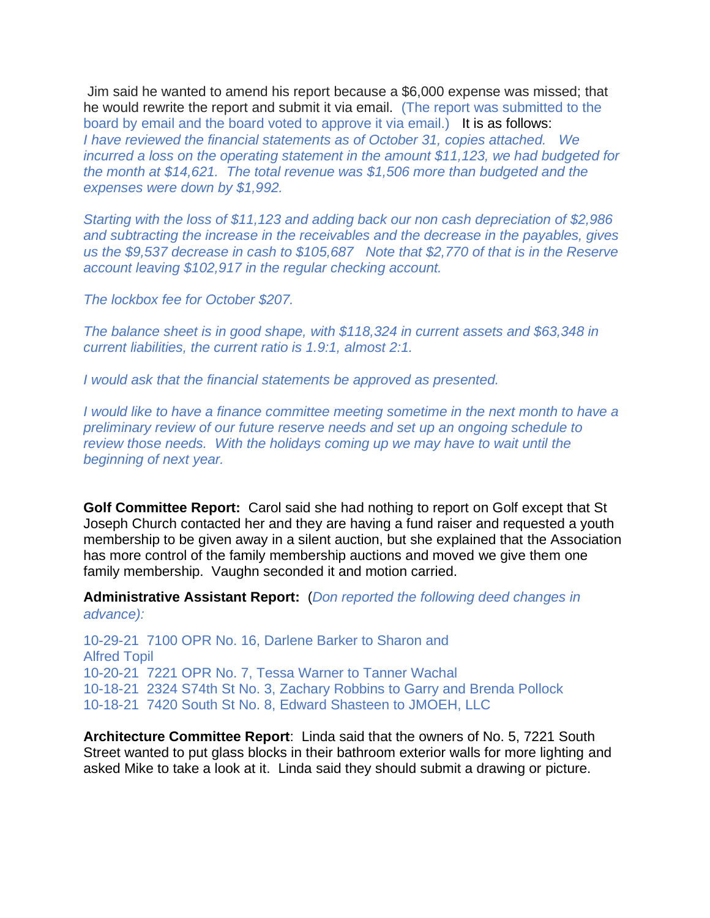Jim said he wanted to amend his report because a $6,000 expense was missed; that he would rewrite the report and submit it via email. (The report was submitted to the board by email and the board voted to approve it via email.) It is as follows:
*I have reviewed the financial statements as of October 31, copies attached. We incurred a loss on the operating statement in the amount $11,123, we had budgeted for the month at $14,621. The total revenue was $1,506 more than budgeted and the expenses were down by $1,992.*

*Starting with the loss of $11,123 and adding back our non cash depreciation of $2,986 and subtracting the increase in the receivables and the decrease in the payables, gives us the $9,537 decrease in cash to $105,687 Note that $2,770 of that is in the Reserve account leaving $102,917 in the regular checking account.*

*The lockbox fee for October $207.*

*The balance sheet is in good shape, with $118,324 in current assets and $63,348 in current liabilities, the current ratio is 1.9:1, almost 2:1.*

*I would ask that the financial statements be approved as presented.*

*I would like to have a finance committee meeting sometime in the next month to have a preliminary review of our future reserve needs and set up an ongoing schedule to review those needs. With the holidays coming up we may have to wait until the beginning of next year.*

**Golf Committee Report:** Carol said she had nothing to report on Golf except that St Joseph Church contacted her and they are having a fund raiser and requested a youth membership to be given away in a silent auction, but she explained that the Association has more control of the family membership auctions and moved we give them one family membership. Vaughn seconded it and motion carried.

**Administrative Assistant Report:** (*Don reported the following deed changes in advance):*

10-29-21 7100 OPR No. 16, Darlene Barker to Sharon and Alfred Topil
10-20-21 7221 OPR No. 7, Tessa Warner to Tanner Wachal
10-18-21 2324 S74th St No. 3, Zachary Robbins to Garry and Brenda Pollock
10-18-21 7420 South St No. 8, Edward Shasteen to JMOEH, LLC

**Architecture Committee Report**: Linda said that the owners of No. 5, 7221 South Street wanted to put glass blocks in their bathroom exterior walls for more lighting and asked Mike to take a look at it. Linda said they should submit a drawing or picture.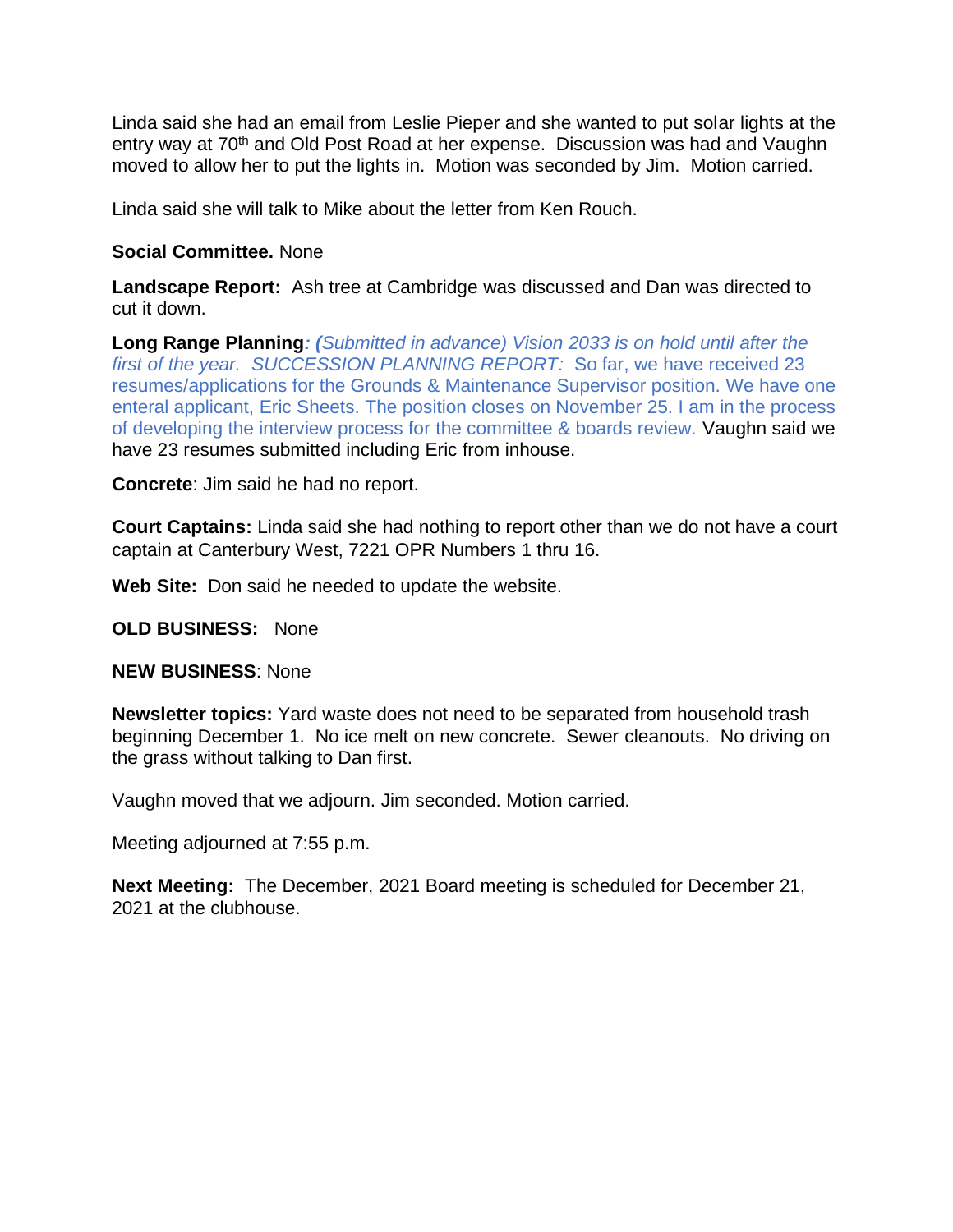Linda said she had an email from Leslie Pieper and she wanted to put solar lights at the entry way at 70th and Old Post Road at her expense. Discussion was had and Vaughn moved to allow her to put the lights in. Motion was seconded by Jim. Motion carried.

Linda said she will talk to Mike about the letter from Ken Rouch.

**Social Committee.** None

**Landscape Report:** Ash tree at Cambridge was discussed and Dan was directed to cut it down.

**Long Range Planning***: (Submitted in advance) Vision 2033 is on hold until after the first of the year. SUCCESSION PLANNING REPORT:* So far, we have received 23 resumes/applications for the Grounds & Maintenance Supervisor position. We have one enteral applicant, Eric Sheets. The position closes on November 25. I am in the process of developing the interview process for the committee & boards review. Vaughn said we have 23 resumes submitted including Eric from inhouse.

**Concrete**: Jim said he had no report.

**Court Captains:** Linda said she had nothing to report other than we do not have a court captain at Canterbury West, 7221 OPR Numbers 1 thru 16.

**Web Site:** Don said he needed to update the website.

**OLD BUSINESS:** None

**NEW BUSINESS**: None

**Newsletter topics:** Yard waste does not need to be separated from household trash beginning December 1. No ice melt on new concrete. Sewer cleanouts. No driving on the grass without talking to Dan first.

Vaughn moved that we adjourn. Jim seconded. Motion carried.

Meeting adjourned at 7:55 p.m.

**Next Meeting:** The December, 2021 Board meeting is scheduled for December 21, 2021 at the clubhouse.